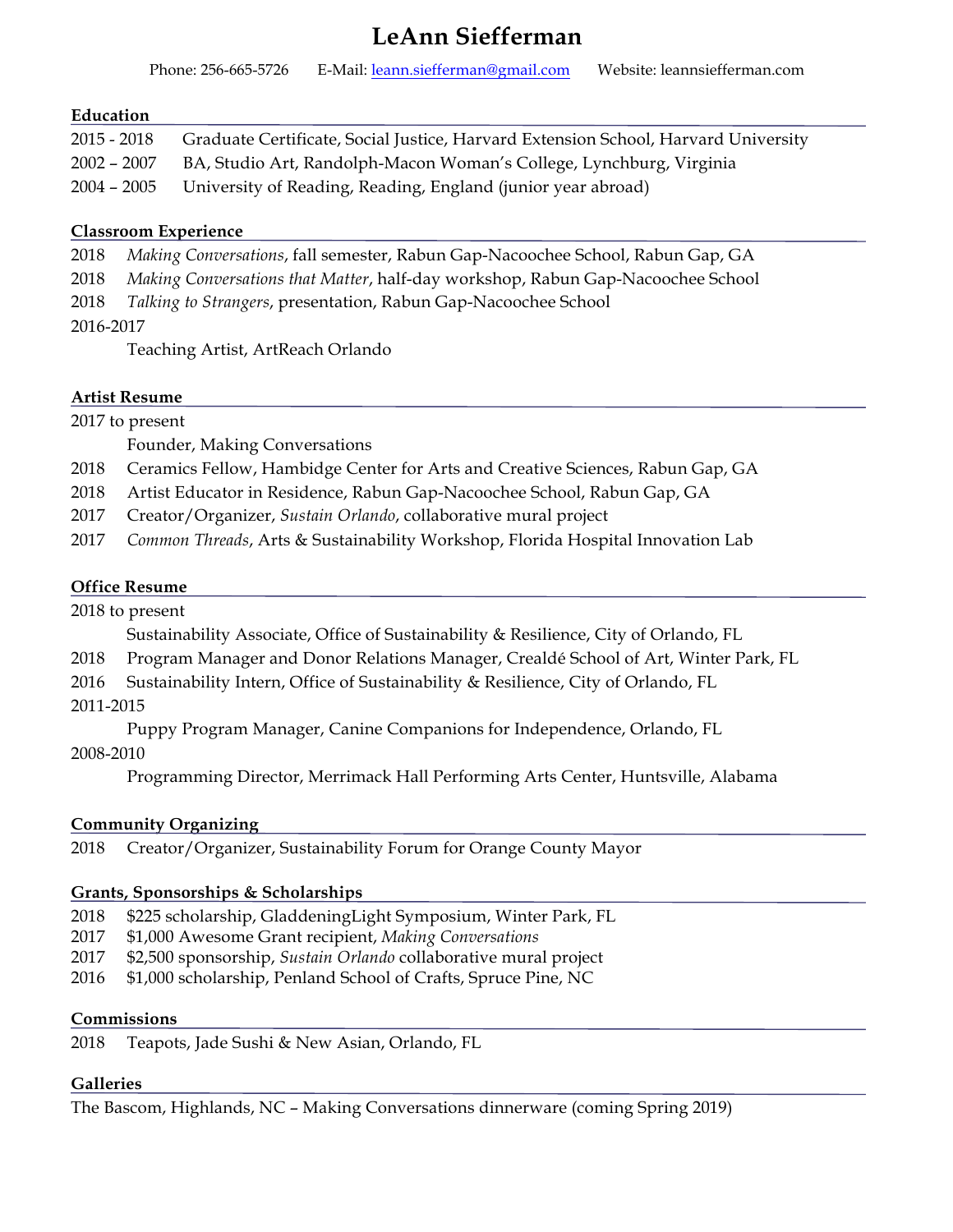# LeAnn Siefferman

Phone: 256-665-5726 E-Mail: leann.siefferman@gmail.com Website: leannsiefferman.com

## Education

2015 - 2018 Graduate Certificate, Social Justice, Harvard Extension School, Harvard University

2002 – 2007 BA, Studio Art, Randolph-Macon Woman's College, Lynchburg, Virginia

2004 – 2005 University of Reading, Reading, England (junior year abroad)

## Classroom Experience

2018 *Making Conversations*, fall semester, Rabun Gap-Nacoochee School, Rabun Gap, GA

2018 *Making Conversations that Matter*, half-day workshop, Rabun Gap-Nacoochee School

2018 *Talking to Strangers*, presentation, Rabun Gap-Nacoochee School

2016-2017
Teaching Artist, ArtReach Orlando

## Artist Resume

2017 to present
Founder, Making Conversations

2018 Ceramics Fellow, Hambidge Center for Arts and Creative Sciences, Rabun Gap, GA

2018 Artist Educator in Residence, Rabun Gap-Nacoochee School, Rabun Gap, GA

2017 Creator/Organizer, *Sustain Orlando*, collaborative mural project

2017 *Common Threads*, Arts & Sustainability Workshop, Florida Hospital Innovation Lab

## Office Resume

2018 to present
Sustainability Associate, Office of Sustainability & Resilience, City of Orlando, FL

2018 Program Manager and Donor Relations Manager, Crealdé School of Art, Winter Park, FL

2016 Sustainability Intern, Office of Sustainability & Resilience, City of Orlando, FL

2011-2015
Puppy Program Manager, Canine Companions for Independence, Orlando, FL

2008-2010
Programming Director, Merrimack Hall Performing Arts Center, Huntsville, Alabama

## Community Organizing

2018 Creator/Organizer, Sustainability Forum for Orange County Mayor

## Grants, Sponsorships & Scholarships

2018 $225 scholarship, GladdeningLight Symposium, Winter Park, FL

2017 $1,000 Awesome Grant recipient, *Making Conversations*

2017 $2,500 sponsorship, *Sustain Orlando* collaborative mural project

2016 $1,000 scholarship, Penland School of Crafts, Spruce Pine, NC

## Commissions

2018 Teapots, Jade Sushi & New Asian, Orlando, FL

## Galleries

The Bascom, Highlands, NC – Making Conversations dinnerware (coming Spring 2019)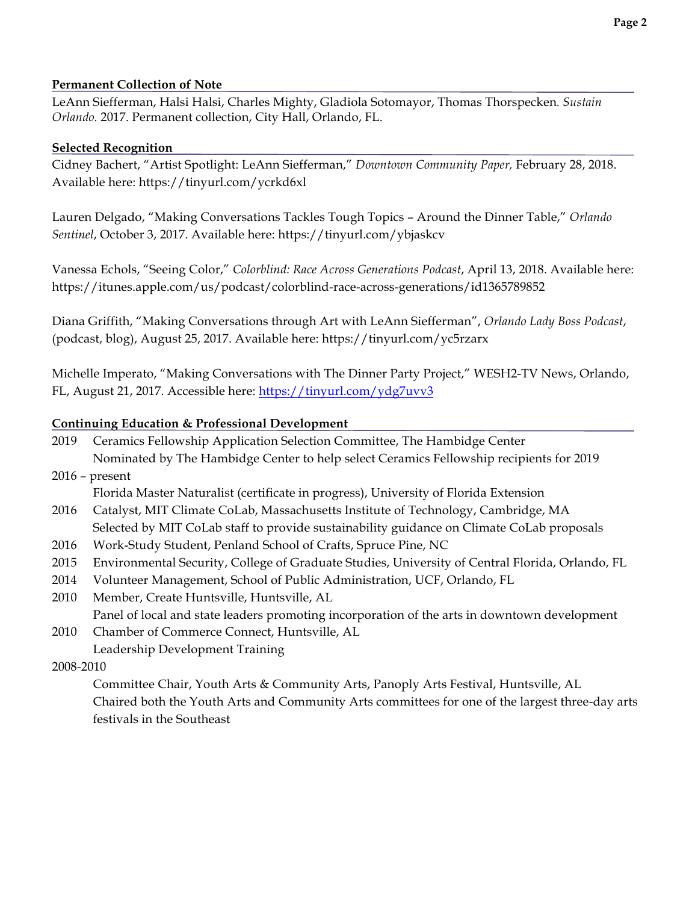## Permanent Collection of Note

LeAnn Siefferman, Halsi Halsi, Charles Mighty, Gladiola Sotomayor, Thomas Thorspecken. *Sustain Orlando.* 2017. Permanent collection, City Hall, Orlando, FL.

## Selected Recognition

Cidney Bachert, "Artist Spotlight: LeAnn Siefferman," *Downtown Community Paper,* February 28, 2018. Available here: https://tinyurl.com/ycrkd6xl

Lauren Delgado, "Making Conversations Tackles Tough Topics – Around the Dinner Table," *Orlando Sentinel*, October 3, 2017. Available here: https://tinyurl.com/ybjaskcv

Vanessa Echols, "Seeing Color," *Colorblind: Race Across Generations Podcast*, April 13, 2018. Available here: https://itunes.apple.com/us/podcast/colorblind-race-across-generations/id1365789852

Diana Griffith, "Making Conversations through Art with LeAnn Siefferman", *Orlando Lady Boss Podcast*, (podcast, blog), August 25, 2017. Available here: https://tinyurl.com/yc5rzarx

Michelle Imperato, "Making Conversations with The Dinner Party Project," WESH2-TV News, Orlando, FL, August 21, 2017. Accessible here: https://tinyurl.com/ydg7uvv3

## Continuing Education & Professional Development

2019 Ceramics Fellowship Application Selection Committee, The Hambidge Center
Nominated by The Hambidge Center to help select Ceramics Fellowship recipients for 2019

2016 – present
Florida Master Naturalist (certificate in progress), University of Florida Extension

2016 Catalyst, MIT Climate CoLab, Massachusetts Institute of Technology, Cambridge, MA
Selected by MIT CoLab staff to provide sustainability guidance on Climate CoLab proposals

2016 Work-Study Student, Penland School of Crafts, Spruce Pine, NC

2015 Environmental Security, College of Graduate Studies, University of Central Florida, Orlando, FL

2014 Volunteer Management, School of Public Administration, UCF, Orlando, FL

2010 Member, Create Huntsville, Huntsville, AL
Panel of local and state leaders promoting incorporation of the arts in downtown development

2010 Chamber of Commerce Connect, Huntsville, AL
Leadership Development Training

2008-2010
Committee Chair, Youth Arts & Community Arts, Panoply Arts Festival, Huntsville, AL
Chaired both the Youth Arts and Community Arts committees for one of the largest three-day arts festivals in the Southeast